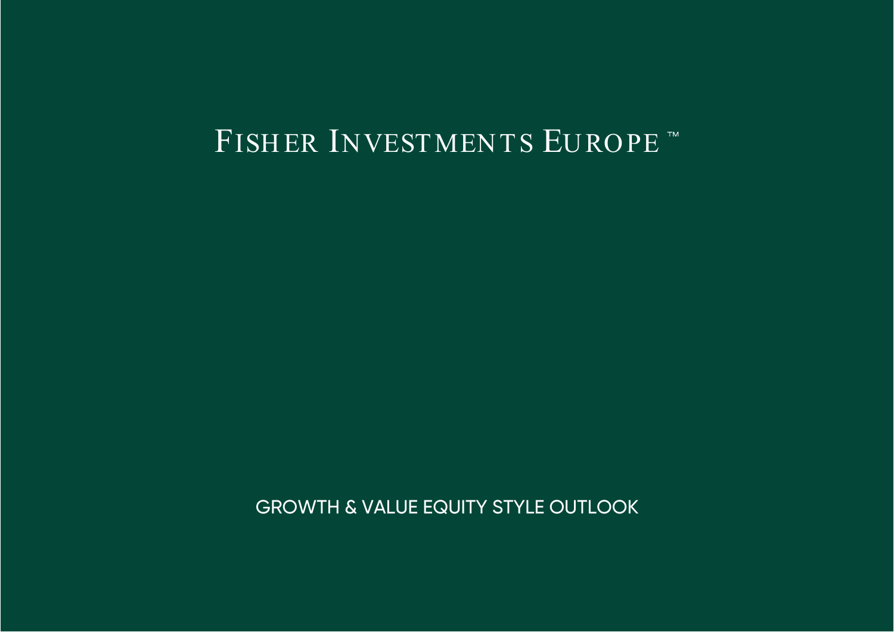# FISHER INVESTMENTS EUROPE™

## GROWTH & VALUE EQUITY STYLE OUTLOOK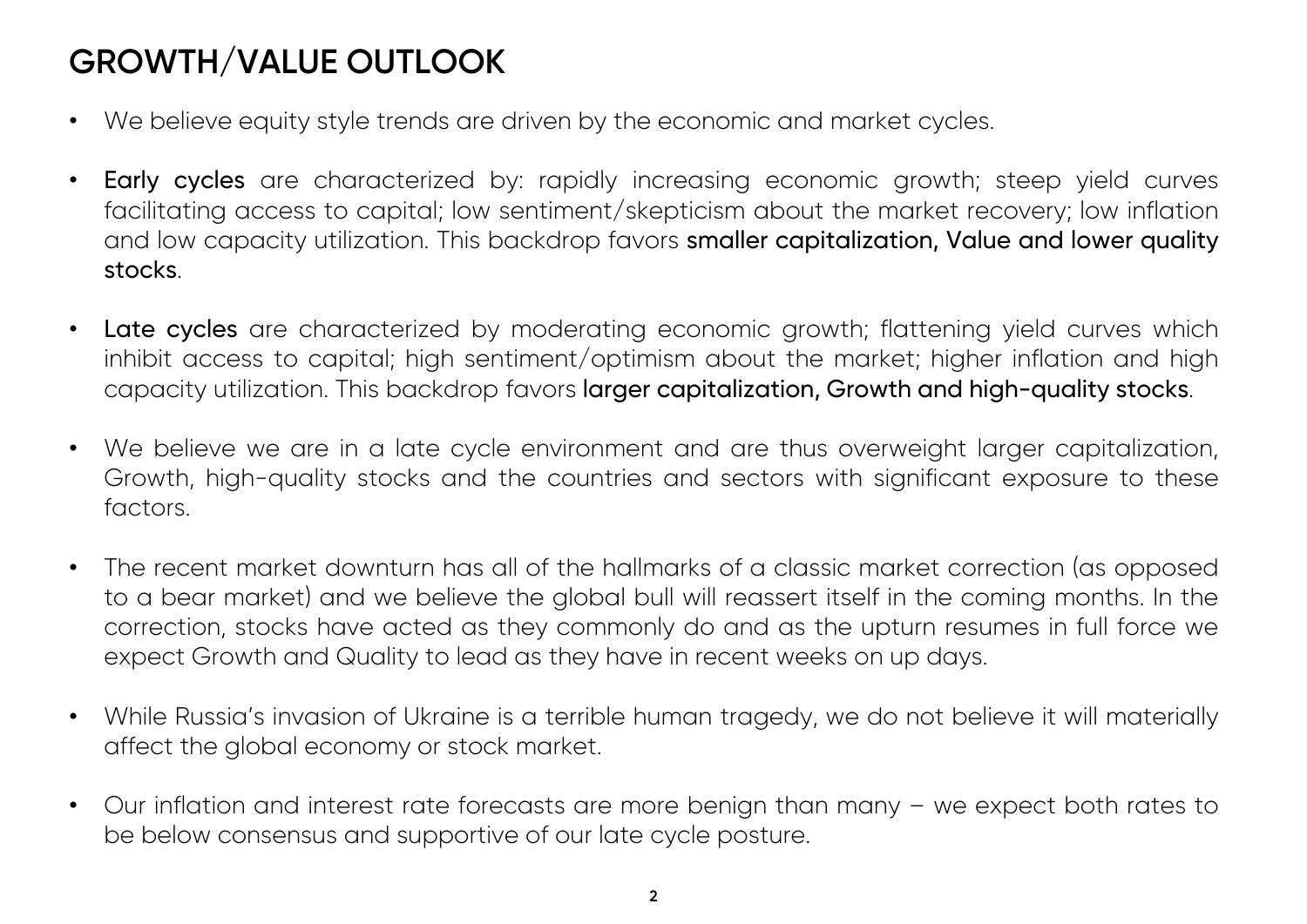# GROWTH/VALUE OUTLOOK

- We believe equity style trends are driven by the economic and market cycles.
- **Early cycles** are characterized by: rapidly increasing economic growth; steep yield curves facilitating access to capital; low sentiment/skepticism about the market recovery; low inflation and low capacity utilization. This backdrop favors **smaller capitalization, Value and lower quality stocks**.
- **Late cycles** are characterized by moderating economic growth; flattening yield curves which inhibit access to capital; high sentiment/optimism about the market; higher inflation and high capacity utilization. This backdrop favors **larger capitalization, Growth and high-quality stocks**.
- We believe we are in a late cycle environment and are thus overweight larger capitalization, Growth, high-quality stocks and the countries and sectors with significant exposure to these factors.
- The recent market downturn has all of the hallmarks of a classic market correction (as opposed to a bear market) and we believe the global bull will reassert itself in the coming months. In the correction, stocks have acted as they commonly do and as the upturn resumes in full force we expect Growth and Quality to lead as they have in recent weeks on up days.
- While Russia's invasion of Ukraine is a terrible human tragedy, we do not believe it will materially affect the global economy or stock market.
- Our inflation and interest rate forecasts are more benign than many – we expect both rates to be below consensus and supportive of our late cycle posture.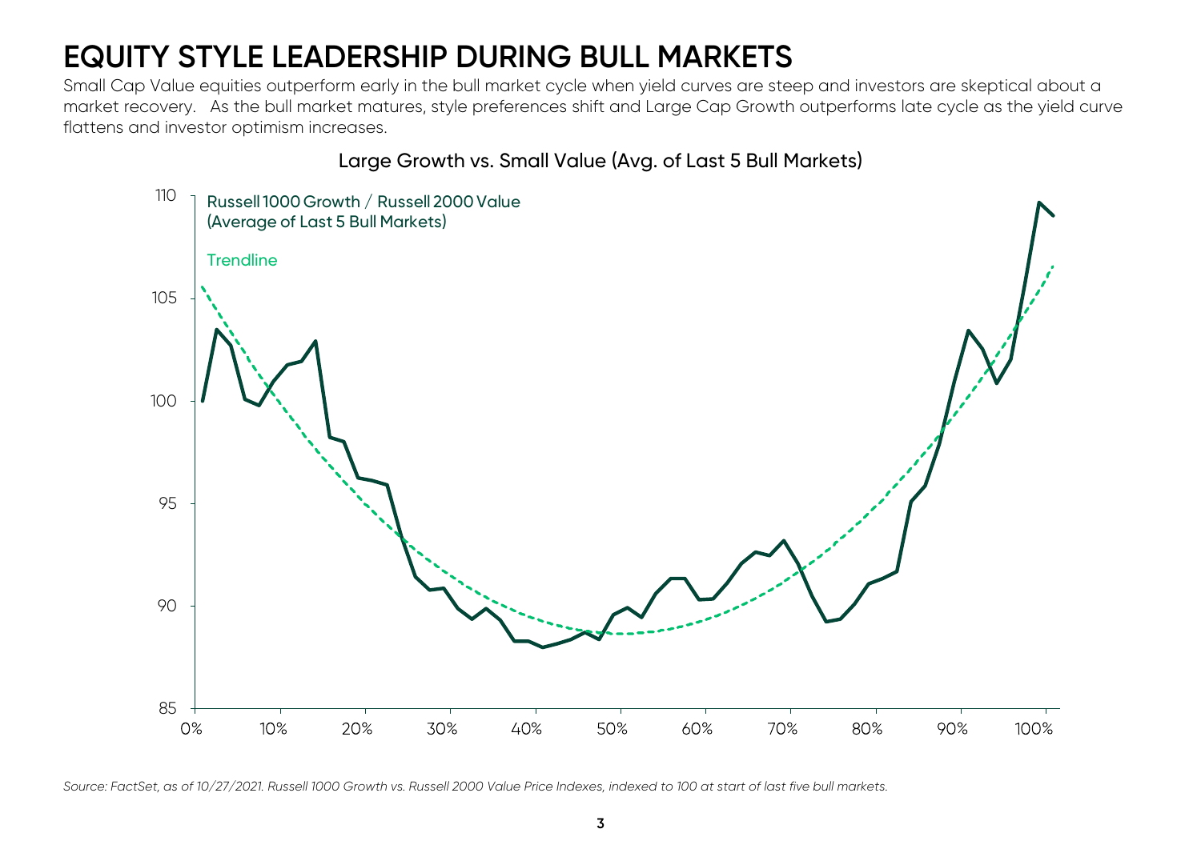# EQUITY STYLE LEADERSHIP DURING BULL MARKETS

Small Cap Value equities outperform early in the bull market cycle when yield curves are steep and investors are skeptical about a market recovery. As the bull market matures, style preferences shift and Large Cap Growth outperforms late cycle as the yield curve flattens and investor optimism increases.

Large Growth vs. Small Value (Avg. of Last 5 Bull Markets)

Russell 1000 Growth / Russell 2000 Value (Average of Last 5 Bull Markets)

Trendline

*Source: FactSet, as of 10/27/2021. Russell 1000 Growth vs. Russell 2000 Value Price Indexes, indexed to 100 at start of last five bull markets.*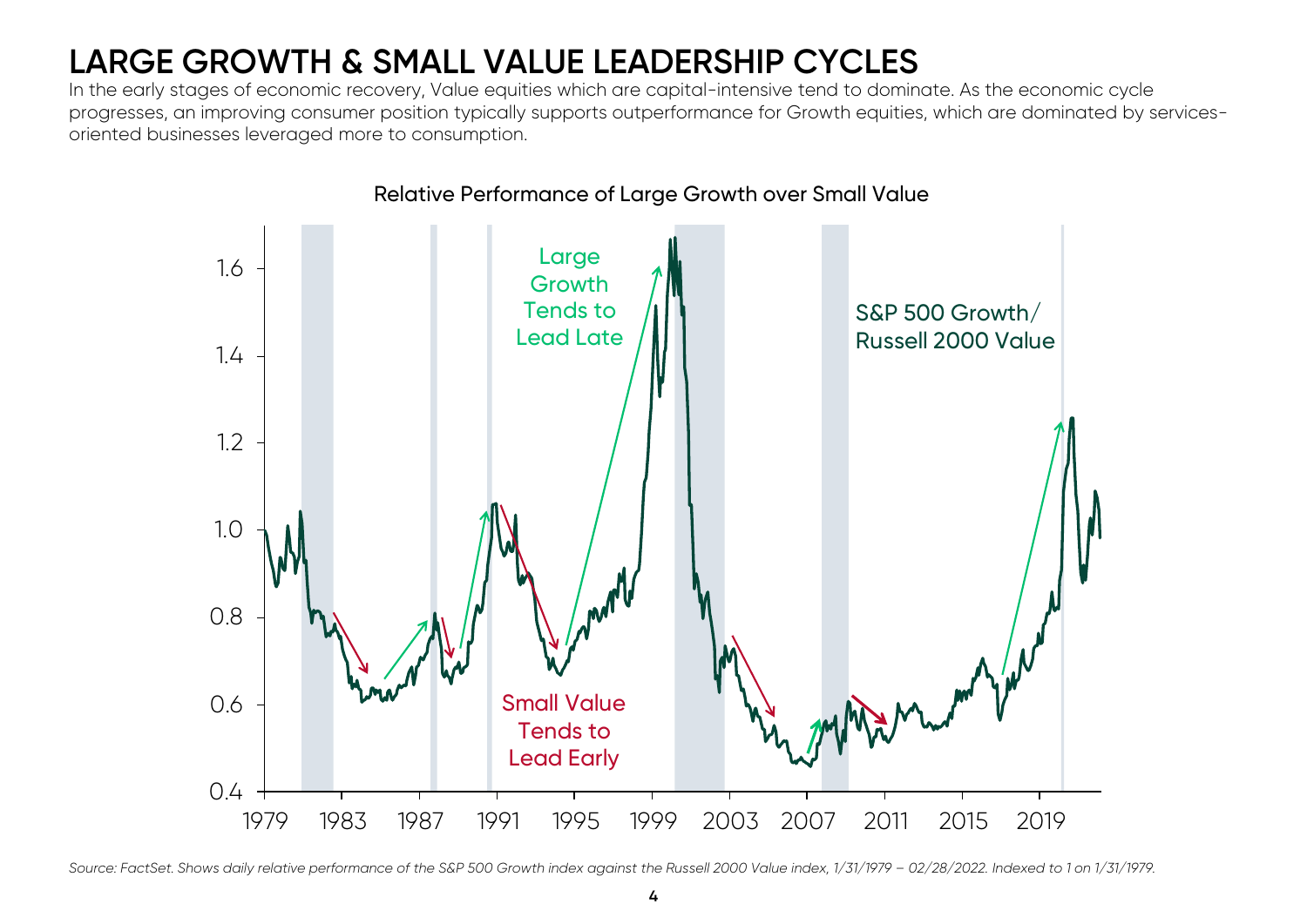# LARGE GROWTH & SMALL VALUE LEADERSHIP CYCLES

In the early stages of economic recovery, Value equities which are capital-intensive tend to dominate. As the economic cycle progresses, an improving consumer position typically supports outperformance for Growth equities, which are dominated by services-oriented businesses leveraged more to consumption.

Relative Performance of Large Growth over Small Value

*Source: FactSet. Shows daily relative performance of the S&P 500 Growth index against the Russell 2000 Value index, 1/31/1979 – 02/28/2022. Indexed to 1 on 1/31/1979.*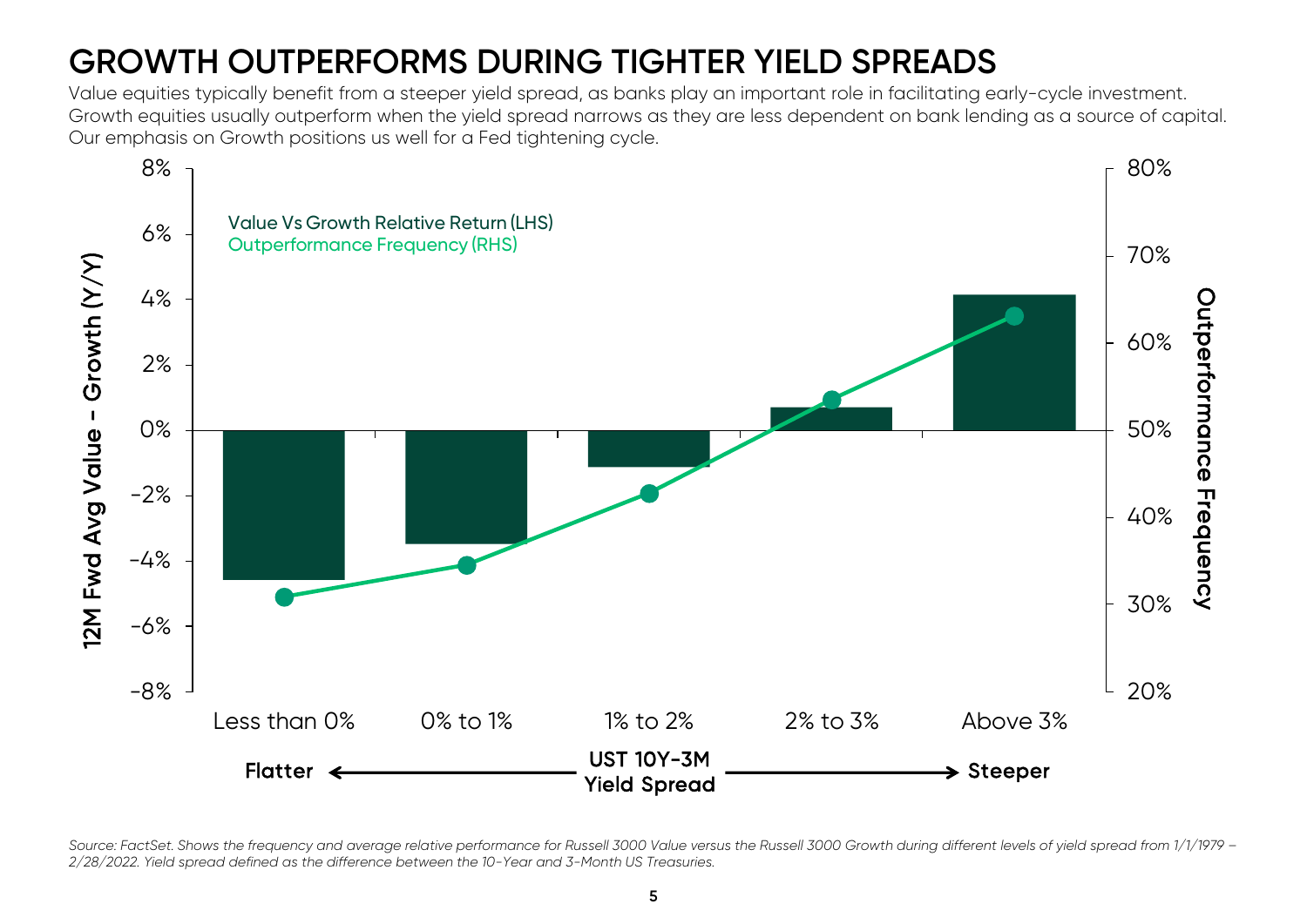# GROWTH OUTPERFORMS DURING TIGHTER YIELD SPREADS

Value equities typically benefit from a steeper yield spread, as banks play an important role in facilitating early-cycle investment. Growth equities usually outperform when the yield spread narrows as they are less dependent on bank lending as a source of capital. Our emphasis on Growth positions us well for a Fed tightening cycle.

*Source: FactSet. Shows the frequency and average relative performance for Russell 3000 Value versus the Russell 3000 Growth during different levels of yield spread from 1/1/1979 – 2/28/2022. Yield spread defined as the difference between the 10-Year and 3-Month US Treasuries.*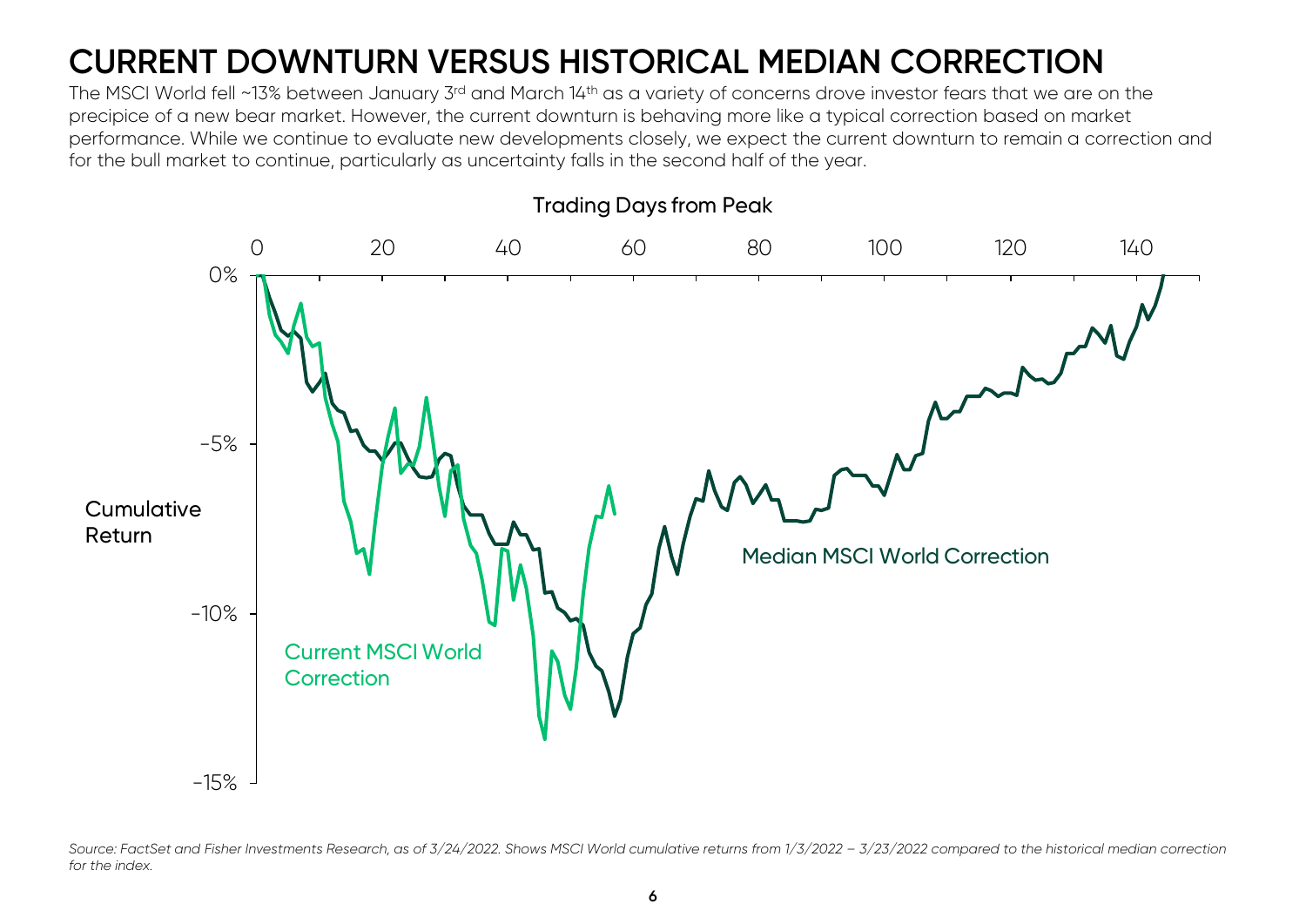# CURRENT DOWNTURN VERSUS HISTORICAL MEDIAN CORRECTION

The MSCI World fell ~13% between January 3rd and March 14th as a variety of concerns drove investor fears that we are on the precipice of a new bear market. However, the current downturn is behaving more like a typical correction based on market performance. While we continue to evaluate new developments closely, we expect the current downturn to remain a correction and for the bull market to continue, particularly as uncertainty falls in the second half of the year.

Trading Days from Peak

0 20 40 60 80 100 120 140

Cumulative Return

0% -5% -10% -15%

Median MSCI World Correction

Current MSCI World Correction

*Source: FactSet and Fisher Investments Research, as of 3/24/2022. Shows MSCI World cumulative returns from 1/3/2022 – 3/23/2022 compared to the historical median correction for the index.*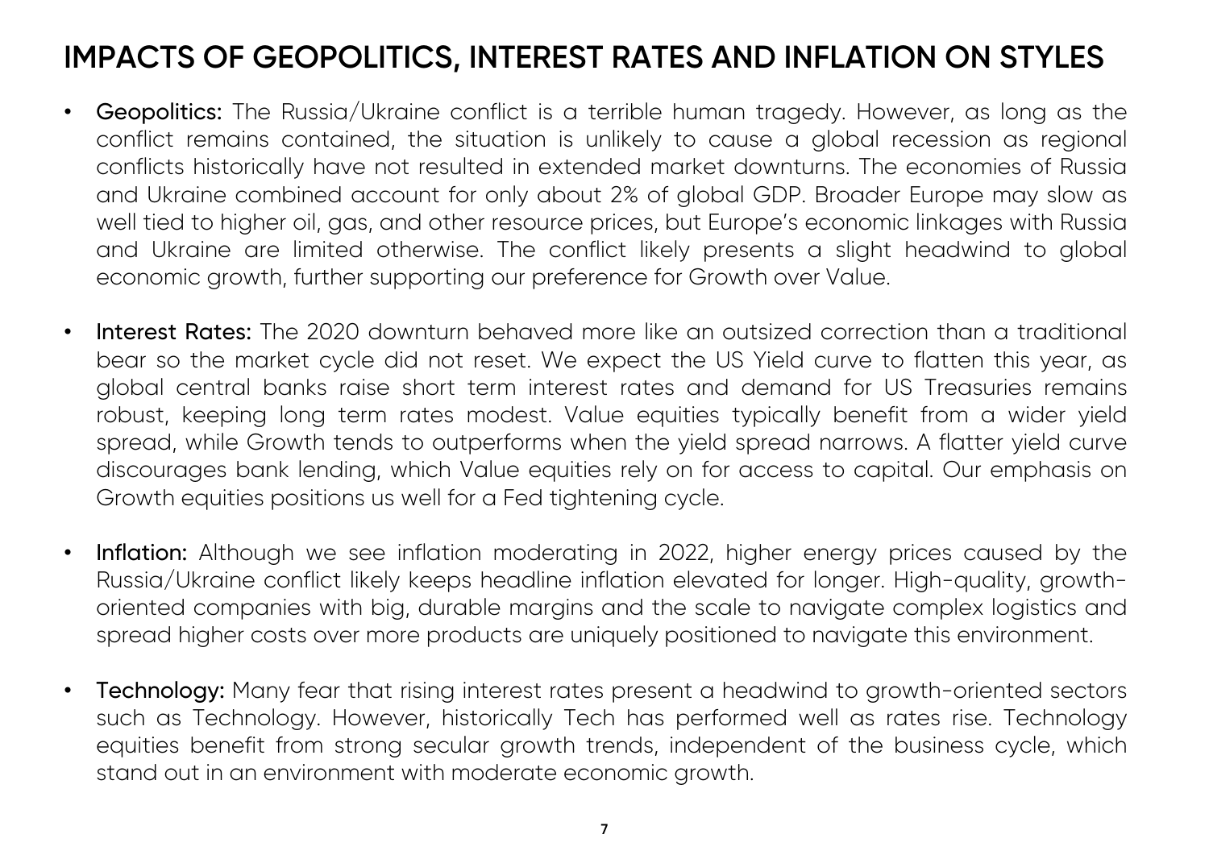# IMPACTS OF GEOPOLITICS, INTEREST RATES AND INFLATION ON STYLES

- **Geopolitics:** The Russia/Ukraine conflict is a terrible human tragedy. However, as long as the conflict remains contained, the situation is unlikely to cause a global recession as regional conflicts historically have not resulted in extended market downturns. The economies of Russia and Ukraine combined account for only about 2% of global GDP. Broader Europe may slow as well tied to higher oil, gas, and other resource prices, but Europe's economic linkages with Russia and Ukraine are limited otherwise. The conflict likely presents a slight headwind to global economic growth, further supporting our preference for Growth over Value.

- **Interest Rates:** The 2020 downturn behaved more like an outsized correction than a traditional bear so the market cycle did not reset. We expect the US Yield curve to flatten this year, as global central banks raise short term interest rates and demand for US Treasuries remains robust, keeping long term rates modest. Value equities typically benefit from a wider yield spread, while Growth tends to outperforms when the yield spread narrows. A flatter yield curve discourages bank lending, which Value equities rely on for access to capital. Our emphasis on Growth equities positions us well for a Fed tightening cycle.

- **Inflation:** Although we see inflation moderating in 2022, higher energy prices caused by the Russia/Ukraine conflict likely keeps headline inflation elevated for longer. High-quality, growth-oriented companies with big, durable margins and the scale to navigate complex logistics and spread higher costs over more products are uniquely positioned to navigate this environment.

- **Technology:** Many fear that rising interest rates present a headwind to growth-oriented sectors such as Technology. However, historically Tech has performed well as rates rise. Technology equities benefit from strong secular growth trends, independent of the business cycle, which stand out in an environment with moderate economic growth.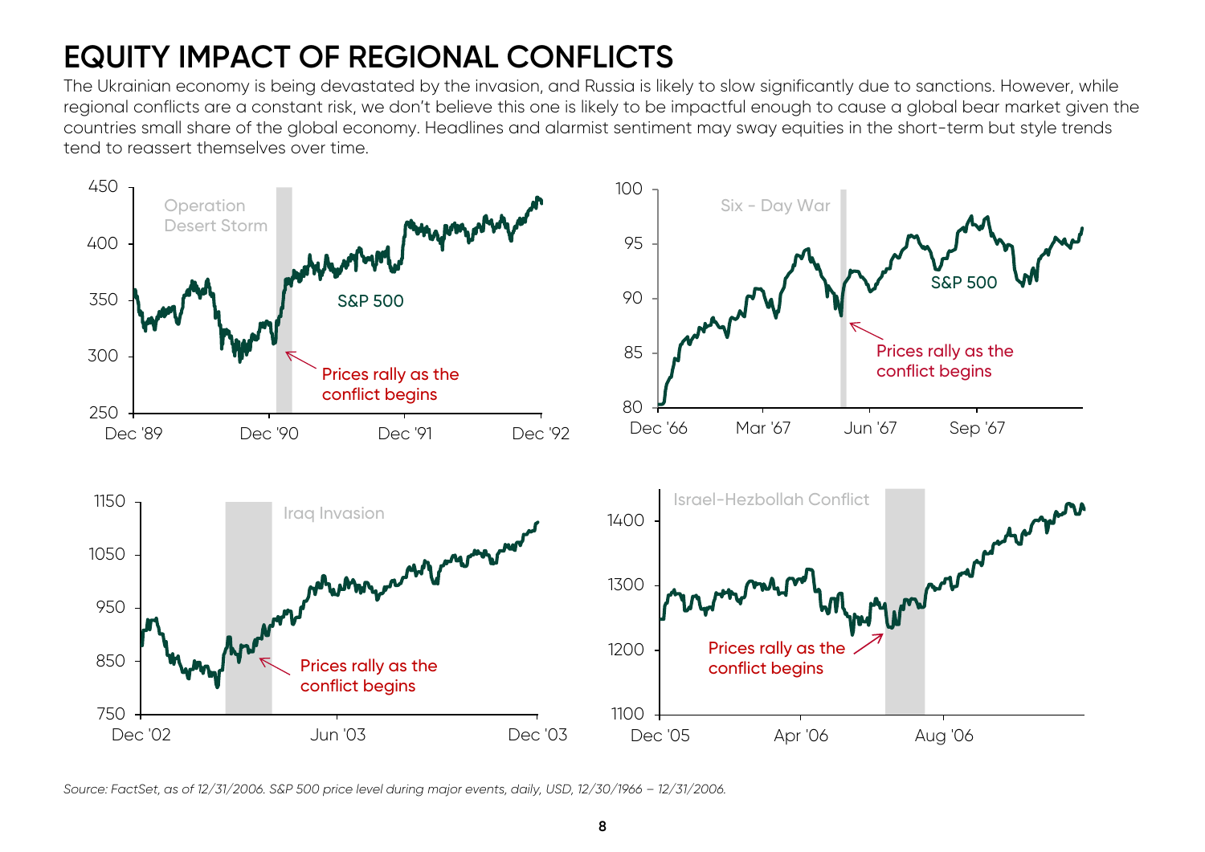# EQUITY IMPACT OF REGIONAL CONFLICTS

The Ukrainian economy is being devastated by the invasion, and Russia is likely to slow significantly due to sanctions. However, while regional conflicts are a constant risk, we don't believe this one is likely to be impactful enough to cause a global bear market given the countries small share of the global economy. Headlines and alarmist sentiment may sway equities in the short-term but style trends tend to reassert themselves over time.

*Source: FactSet, as of 12/31/2006. S&P 500 price level during major events, daily, USD, 12/30/1966 – 12/31/2006.*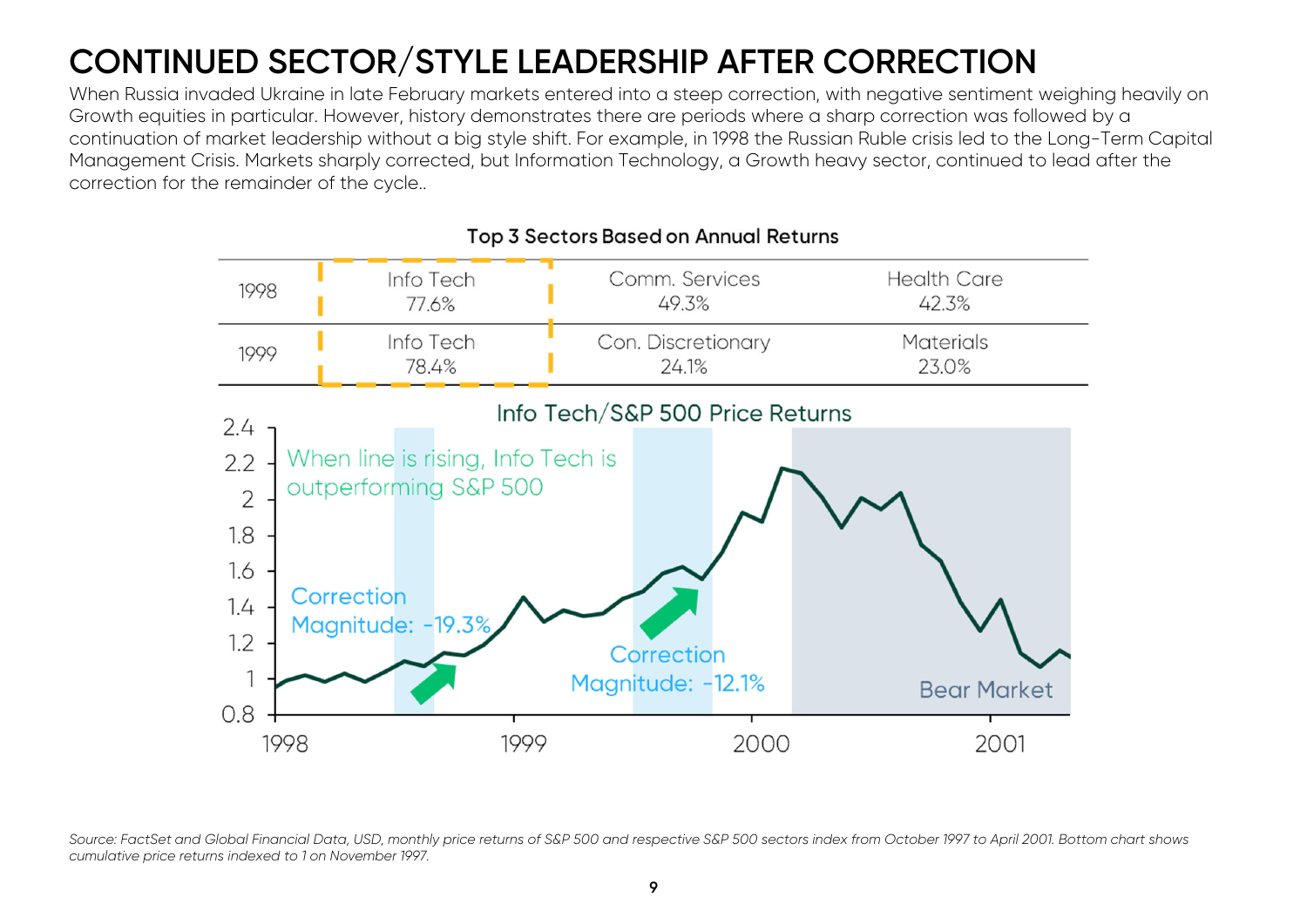# CONTINUED SECTOR/STYLE LEADERSHIP AFTER CORRECTION

When Russia invaded Ukraine in late February markets entered into a steep correction, with negative sentiment weighing heavily on Growth equities in particular. However, history demonstrates there are periods where a sharp correction was followed by a continuation of market leadership without a big style shift. For example, in 1998 the Russian Ruble crisis led to the Long-Term Capital Management Crisis. Markets sharply corrected, but Information Technology, a Growth heavy sector, continued to lead after the correction for the remainder of the cycle..

**Top 3 Sectors Based on Annual Returns**

| | | | |
|---|---|---|---|
| 1998 | Info Tech 77.6% | Comm. Services 49.3% | Health Care 42.3% |
| 1999 | Info Tech 78.4% | Con. Discretionary 24.1% | Materials 23.0% |

**Info Tech/S&P 500 Price Returns**

When line is rising, Info Tech is outperforming S&P 500

Correction Magnitude: -19.3%

Correction Magnitude: -12.1%

Bear Market

*Source: FactSet and Global Financial Data, USD, monthly price returns of S&P 500 and respective S&P 500 sectors index from October 1997 to April 2001. Bottom chart shows cumulative price returns indexed to 1 on November 1997.*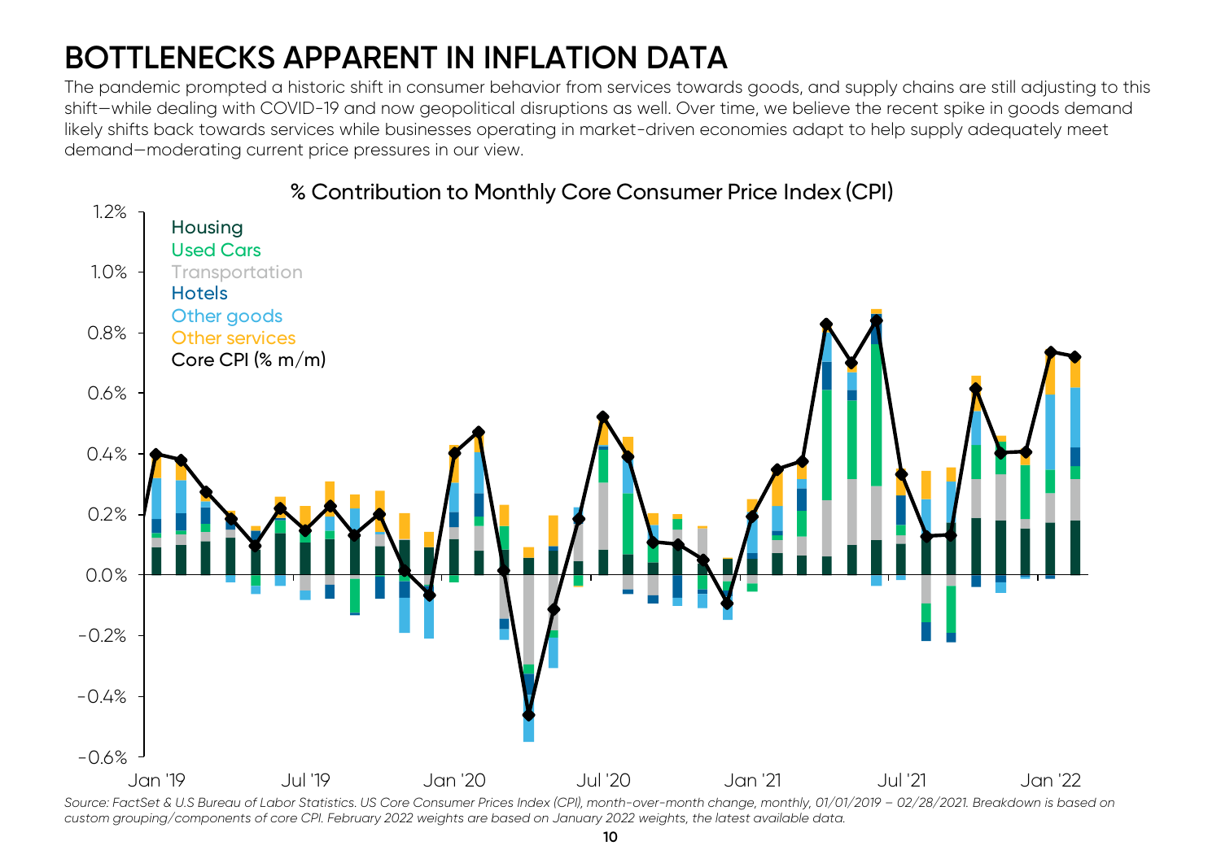# BOTTLENECKS APPARENT IN INFLATION DATA

The pandemic prompted a historic shift in consumer behavior from services towards goods, and supply chains are still adjusting to this shift—while dealing with COVID-19 and now geopolitical disruptions as well. Over time, we believe the recent spike in goods demand likely shifts back towards services while businesses operating in market-driven economies adapt to help supply adequately meet demand—moderating current price pressures in our view.

% Contribution to Monthly Core Consumer Price Index (CPI)

*Source: FactSet & U.S Bureau of Labor Statistics. US Core Consumer Prices Index (CPI), month-over-month change, monthly, 01/01/2019 – 02/28/2021. Breakdown is based on custom grouping/components of core CPI. February 2022 weights are based on January 2022 weights, the latest available data.*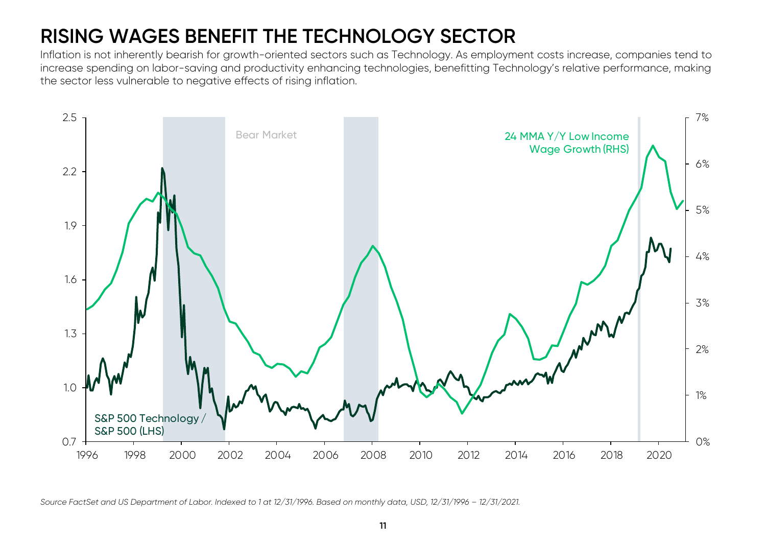# RISING WAGES BENEFIT THE TECHNOLOGY SECTOR

Inflation is not inherently bearish for growth-oriented sectors such as Technology. As employment costs increase, companies tend to increase spending on labor-saving and productivity enhancing technologies, benefitting Technology's relative performance, making the sector less vulnerable to negative effects of rising inflation.

*Source FactSet and US Department of Labor. Indexed to 1 at 12/31/1996. Based on monthly data, USD, 12/31/1996 – 12/31/2021.*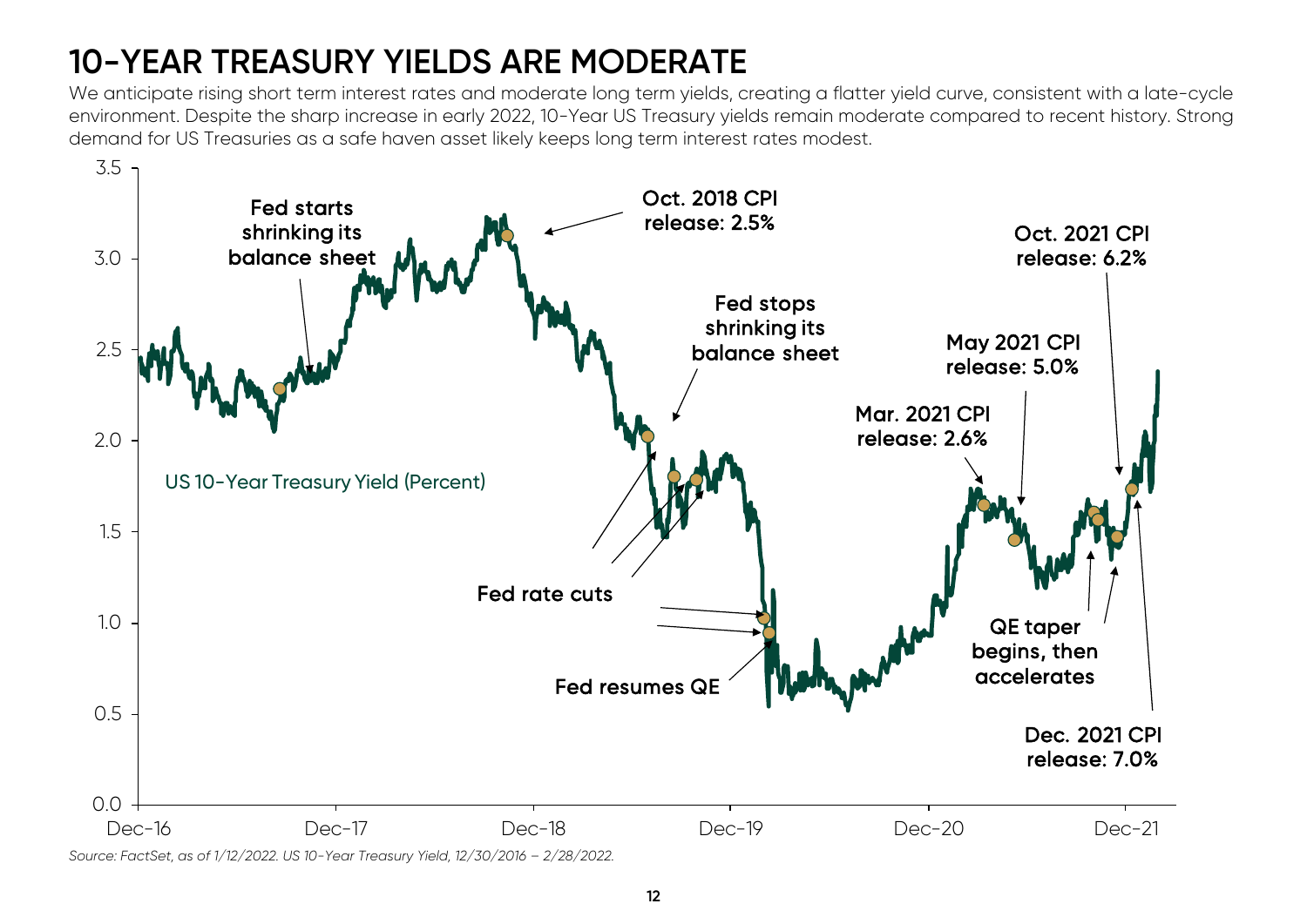# 10-YEAR TREASURY YIELDS ARE MODERATE

We anticipate rising short term interest rates and moderate long term yields, creating a flatter yield curve, consistent with a late-cycle environment. Despite the sharp increase in early 2022, 10-Year US Treasury yields remain moderate compared to recent history. Strong demand for US Treasuries as a safe haven asset likely keeps long term interest rates modest.

*Source: FactSet, as of 1/12/2022. US 10-Year Treasury Yield, 12/30/2016 – 2/28/2022.*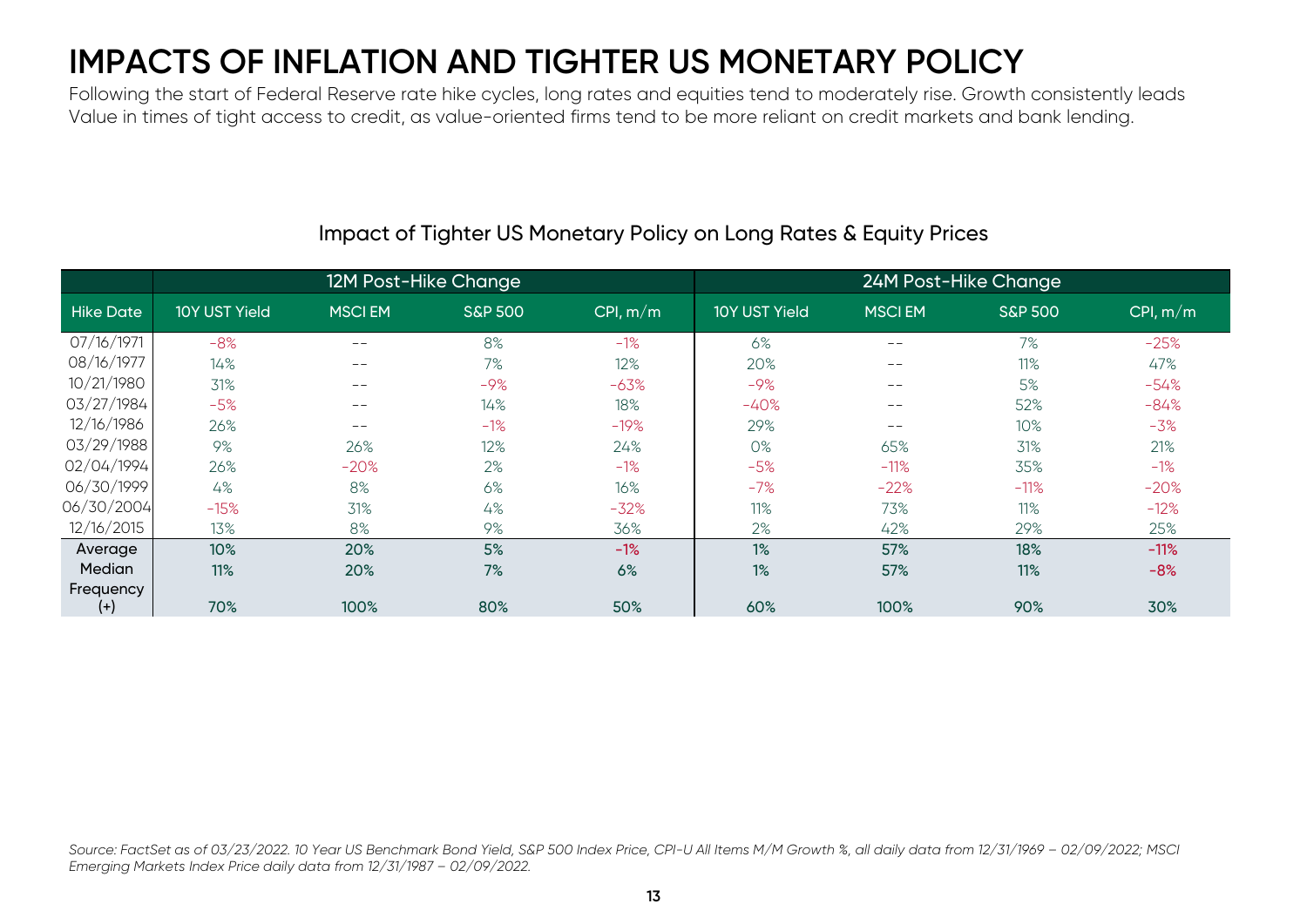# IMPACTS OF INFLATION AND TIGHTER US MONETARY POLICY

Following the start of Federal Reserve rate hike cycles, long rates and equities tend to moderately rise. Growth consistently leads Value in times of tight access to credit, as value-oriented firms tend to be more reliant on credit markets and bank lending.

## Impact of Tighter US Monetary Policy on Long Rates & Equity Prices

| | 12M Post-Hike Change | | | | 24M Post-Hike Change | | | |
|---|---|---|---|---|---|---|---|---|
| Hike Date | 10Y UST Yield | MSCI EM | S&P 500 | CPI, m/m | 10Y UST Yield | MSCI EM | S&P 500 | CPI, m/m |
| 07/16/1971 | -8% | -- | 8% | -1% | 6% | -- | 7% | -25% |
| 08/16/1977 | 14% | -- | 7% | 12% | 20% | -- | 11% | 47% |
| 10/21/1980 | 31% | -- | -9% | -63% | -9% | -- | 5% | -54% |
| 03/27/1984 | -5% | -- | 14% | 18% | -40% | -- | 52% | -84% |
| 12/16/1986 | 26% | -- | -1% | -19% | 29% | -- | 10% | -3% |
| 03/29/1988 | 9% | 26% | 12% | 24% | 0% | 65% | 31% | 21% |
| 02/04/1994 | 26% | -20% | 2% | -1% | -5% | -11% | 35% | -1% |
| 06/30/1999 | 4% | 8% | 6% | 16% | -7% | -22% | -11% | -20% |
| 06/30/2004 | -15% | 31% | 4% | -32% | 11% | 73% | 11% | -12% |
| 12/16/2015 | 13% | 8% | 9% | 36% | 2% | 42% | 29% | 25% |
| **Average** | **10%** | **20%** | **5%** | **-1%** | **1%** | **57%** | **18%** | **-11%** |
| **Median** | **11%** | **20%** | **7%** | **6%** | **1%** | **57%** | **11%** | **-8%** |
| **Frequency (+)** | **70%** | **100%** | **80%** | **50%** | **60%** | **100%** | **90%** | **30%** |

*Source: FactSet as of 03/23/2022. 10 Year US Benchmark Bond Yield, S&P 500 Index Price, CPI-U All Items M/M Growth %, all daily data from 12/31/1969 – 02/09/2022; MSCI Emerging Markets Index Price daily data from 12/31/1987 – 02/09/2022.*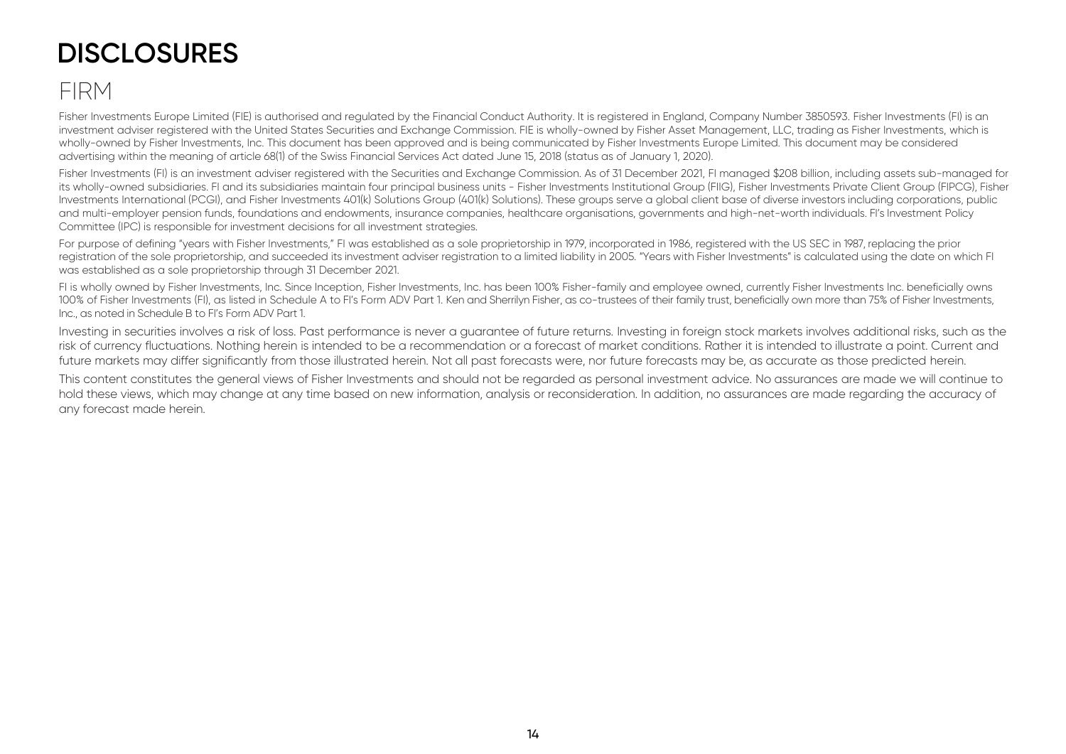# DISCLOSURES

## FIRM

Fisher Investments Europe Limited (FIE) is authorised and regulated by the Financial Conduct Authority. It is registered in England, Company Number 3850593. Fisher Investments (FI) is an investment adviser registered with the United States Securities and Exchange Commission. FIE is wholly-owned by Fisher Asset Management, LLC, trading as Fisher Investments, which is wholly-owned by Fisher Investments, Inc. This document has been approved and is being communicated by Fisher Investments Europe Limited. This document may be considered advertising within the meaning of article 68(1) of the Swiss Financial Services Act dated June 15, 2018 (status as of January 1, 2020).

Fisher Investments (FI) is an investment adviser registered with the Securities and Exchange Commission. As of 31 December 2021, FI managed $208 billion, including assets sub-managed for its wholly-owned subsidiaries. FI and its subsidiaries maintain four principal business units - Fisher Investments Institutional Group (FIIG), Fisher Investments Private Client Group (FIPCG), Fisher Investments International (PCGI), and Fisher Investments 401(k) Solutions Group (401(k) Solutions). These groups serve a global client base of diverse investors including corporations, public and multi-employer pension funds, foundations and endowments, insurance companies, healthcare organisations, governments and high-net-worth individuals. FI's Investment Policy Committee (IPC) is responsible for investment decisions for all investment strategies.

For purpose of defining "years with Fisher Investments," FI was established as a sole proprietorship in 1979, incorporated in 1986, registered with the US SEC in 1987, replacing the prior registration of the sole proprietorship, and succeeded its investment adviser registration to a limited liability in 2005. "Years with Fisher Investments" is calculated using the date on which FI was established as a sole proprietorship through 31 December 2021.

FI is wholly owned by Fisher Investments, Inc. Since Inception, Fisher Investments, Inc. has been 100% Fisher-family and employee owned, currently Fisher Investments Inc. beneficially owns 100% of Fisher Investments (FI), as listed in Schedule A to FI's Form ADV Part 1. Ken and Sherrilyn Fisher, as co-trustees of their family trust, beneficially own more than 75% of Fisher Investments, Inc., as noted in Schedule B to FI's Form ADV Part 1.

Investing in securities involves a risk of loss. Past performance is never a guarantee of future returns. Investing in foreign stock markets involves additional risks, such as the risk of currency fluctuations. Nothing herein is intended to be a recommendation or a forecast of market conditions. Rather it is intended to illustrate a point. Current and future markets may differ significantly from those illustrated herein. Not all past forecasts were, nor future forecasts may be, as accurate as those predicted herein.

This content constitutes the general views of Fisher Investments and should not be regarded as personal investment advice. No assurances are made we will continue to hold these views, which may change at any time based on new information, analysis or reconsideration. In addition, no assurances are made regarding the accuracy of any forecast made herein.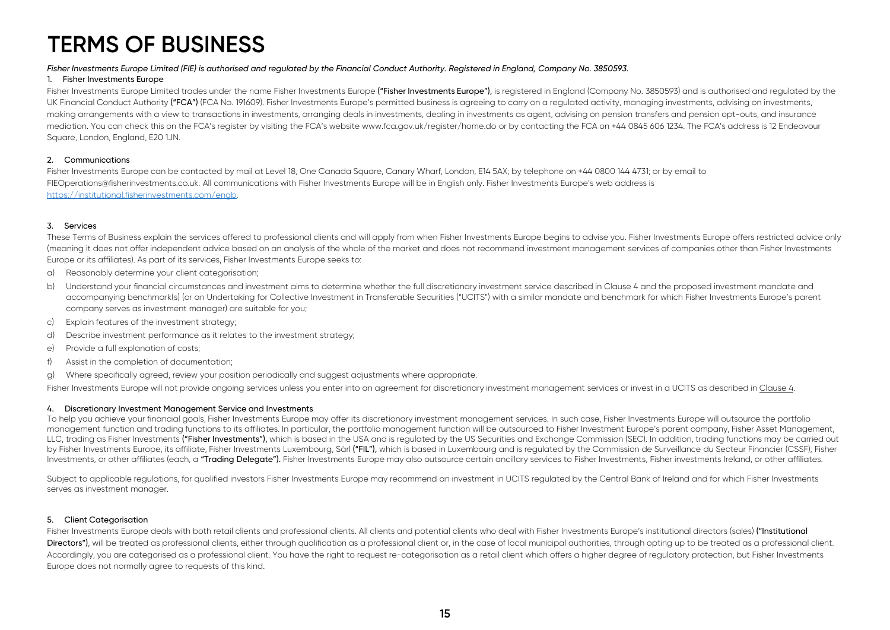# TERMS OF BUSINESS

*Fisher Investments Europe Limited (FIE) is authorised and regulated by the Financial Conduct Authority. Registered in England, Company No. 3850593.*

## 1. Fisher Investments Europe

Fisher Investments Europe Limited trades under the name Fisher Investments Europe **("Fisher Investments Europe"),** is registered in England (Company No. 3850593) and is authorised and regulated by the UK Financial Conduct Authority **("FCA")** (FCA No. 191609). Fisher Investments Europe's permitted business is agreeing to carry on a regulated activity, managing investments, advising on investments, making arrangements with a view to transactions in investments, arranging deals in investments, dealing in investments as agent, advising on pension transfers and pension opt-outs, and insurance mediation. You can check this on the FCA's register by visiting the FCA's website www.fca.gov.uk/register/home.do or by contacting the FCA on +44 0845 606 1234. The FCA's address is 12 Endeavour Square, London, England, E20 1JN.

## 2. Communications

Fisher Investments Europe can be contacted by mail at Level 18, One Canada Square, Canary Wharf, London, E14 5AX; by telephone on +44 0800 144 4731; or by email to FIEOperations@fisherinvestments.co.uk. All communications with Fisher Investments Europe will be in English only. Fisher Investments Europe's web address is https://institutional.fisherinvestments.com/engb.

## 3. Services

These Terms of Business explain the services offered to professional clients and will apply from when Fisher Investments Europe begins to advise you. Fisher Investments Europe offers restricted advice only (meaning it does not offer independent advice based on an analysis of the whole of the market and does not recommend investment management services of companies other than Fisher Investments Europe or its affiliates). As part of its services, Fisher Investments Europe seeks to:

a) Reasonably determine your client categorisation;

b) Understand your financial circumstances and investment aims to determine whether the full discretionary investment service described in Clause 4 and the proposed investment mandate and accompanying benchmark(s) (or an Undertaking for Collective Investment in Transferable Securities ("UCITS") with a similar mandate and benchmark for which Fisher Investments Europe's parent company serves as investment manager) are suitable for you;

c) Explain features of the investment strategy;

d) Describe investment performance as it relates to the investment strategy;

e) Provide a full explanation of costs;

f) Assist in the completion of documentation;

g) Where specifically agreed, review your position periodically and suggest adjustments where appropriate.

Fisher Investments Europe will not provide ongoing services unless you enter into an agreement for discretionary investment management services or invest in a UCITS as described in Clause 4.

## 4. Discretionary Investment Management Service and Investments

To help you achieve your financial goals, Fisher Investments Europe may offer its discretionary investment management services. In such case, Fisher Investments Europe will outsource the portfolio management function and trading functions to its affiliates. In particular, the portfolio management function will be outsourced to Fisher Investment Europe's parent company, Fisher Asset Management, LLC, trading as Fisher Investments **("Fisher Investments"),** which is based in the USA and is regulated by the US Securities and Exchange Commission (SEC). In addition, trading functions may be carried out by Fisher Investments Europe, its affiliate, Fisher Investments Luxembourg, Sàrl **("FIL"),** which is based in Luxembourg and is regulated by the Commission de Surveillance du Secteur Financier (CSSF), Fisher Investments, or other affiliates (each, a **"Trading Delegate").** Fisher Investments Europe may also outsource certain ancillary services to Fisher Investments, Fisher investments Ireland, or other affiliates.

Subject to applicable regulations, for qualified investors Fisher Investments Europe may recommend an investment in UCITS regulated by the Central Bank of Ireland and for which Fisher Investments serves as investment manager.

## 5. Client Categorisation

Fisher Investments Europe deals with both retail clients and professional clients. All clients and potential clients who deal with Fisher Investments Europe's institutional directors (sales) **("Institutional Directors")**, will be treated as professional clients, either through qualification as a professional client or, in the case of local municipal authorities, through opting up to be treated as a professional client. Accordingly, you are categorised as a professional client. You have the right to request re-categorisation as a retail client which offers a higher degree of regulatory protection, but Fisher Investments Europe does not normally agree to requests of this kind.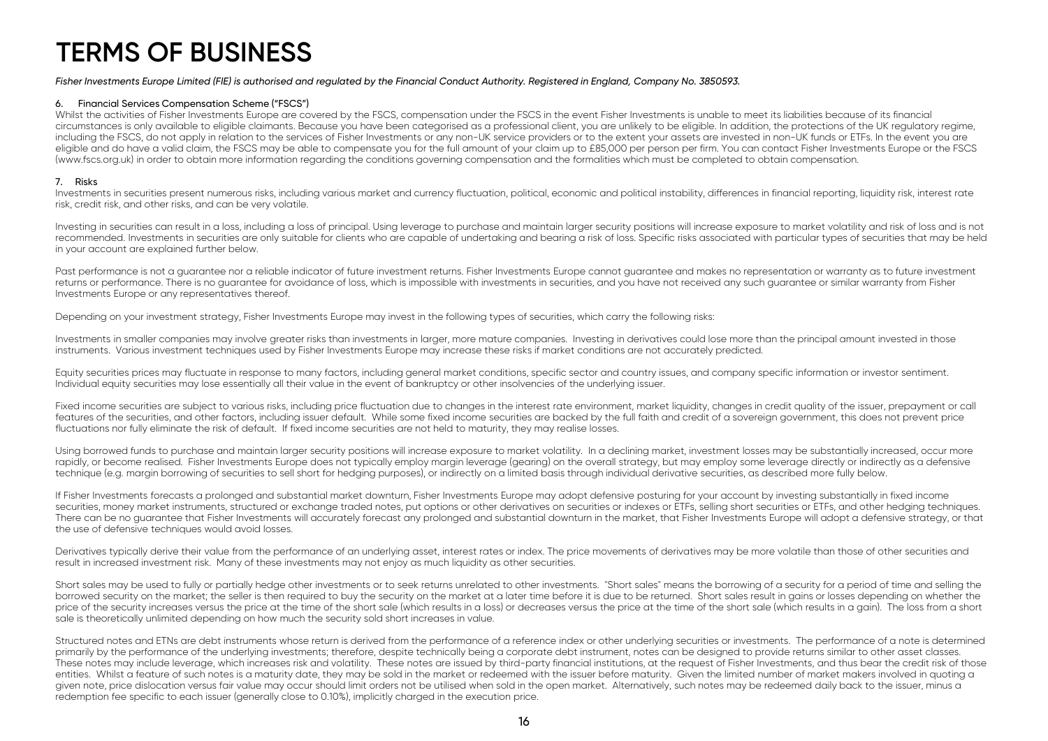# TERMS OF BUSINESS

*Fisher Investments Europe Limited (FIE) is authorised and regulated by the Financial Conduct Authority. Registered in England, Company No. 3850593.*

### 6. Financial Services Compensation Scheme ("FSCS")

Whilst the activities of Fisher Investments Europe are covered by the FSCS, compensation under the FSCS in the event Fisher Investments is unable to meet its liabilities because of its financial circumstances is only available to eligible claimants. Because you have been categorised as a professional client, you are unlikely to be eligible. In addition, the protections of the UK regulatory regime, including the FSCS, do not apply in relation to the services of Fisher Investments or any non-UK service providers or to the extent your assets are invested in non-UK funds or ETFs. In the event you are eligible and do have a valid claim, the FSCS may be able to compensate you for the full amount of your claim up to £85,000 per person per firm. You can contact Fisher Investments Europe or the FSCS (www.fscs.org.uk) in order to obtain more information regarding the conditions governing compensation and the formalities which must be completed to obtain compensation.

### 7. Risks

Investments in securities present numerous risks, including various market and currency fluctuation, political, economic and political instability, differences in financial reporting, liquidity risk, interest rate risk, credit risk, and other risks, and can be very volatile.

Investing in securities can result in a loss, including a loss of principal. Using leverage to purchase and maintain larger security positions will increase exposure to market volatility and risk of loss and is not recommended. Investments in securities are only suitable for clients who are capable of undertaking and bearing a risk of loss. Specific risks associated with particular types of securities that may be held in your account are explained further below.

Past performance is not a guarantee nor a reliable indicator of future investment returns. Fisher Investments Europe cannot guarantee and makes no representation or warranty as to future investment returns or performance. There is no guarantee for avoidance of loss, which is impossible with investments in securities, and you have not received any such guarantee or similar warranty from Fisher Investments Europe or any representatives thereof.

Depending on your investment strategy, Fisher Investments Europe may invest in the following types of securities, which carry the following risks:

Investments in smaller companies may involve greater risks than investments in larger, more mature companies. Investing in derivatives could lose more than the principal amount invested in those instruments. Various investment techniques used by Fisher Investments Europe may increase these risks if market conditions are not accurately predicted.

Equity securities prices may fluctuate in response to many factors, including general market conditions, specific sector and country issues, and company specific information or investor sentiment. Individual equity securities may lose essentially all their value in the event of bankruptcy or other insolvencies of the underlying issuer.

Fixed income securities are subject to various risks, including price fluctuation due to changes in the interest rate environment, market liquidity, changes in credit quality of the issuer, prepayment or call features of the securities, and other factors, including issuer default. While some fixed income securities are backed by the full faith and credit of a sovereign government, this does not prevent price fluctuations nor fully eliminate the risk of default. If fixed income securities are not held to maturity, they may realise losses.

Using borrowed funds to purchase and maintain larger security positions will increase exposure to market volatility. In a declining market, investment losses may be substantially increased, occur more rapidly, or become realised. Fisher Investments Europe does not typically employ margin leverage (gearing) on the overall strategy, but may employ some leverage directly or indirectly as a defensive technique (e.g. margin borrowing of securities to sell short for hedging purposes), or indirectly on a limited basis through individual derivative securities, as described more fully below.

If Fisher Investments forecasts a prolonged and substantial market downturn, Fisher Investments Europe may adopt defensive posturing for your account by investing substantially in fixed income securities, money market instruments, structured or exchange traded notes, put options or other derivatives on securities or indexes or ETFs, selling short securities or ETFs, and other hedging techniques. There can be no guarantee that Fisher Investments will accurately forecast any prolonged and substantial downturn in the market, that Fisher Investments Europe will adopt a defensive strategy, or that the use of defensive techniques would avoid losses.

Derivatives typically derive their value from the performance of an underlying asset, interest rates or index. The price movements of derivatives may be more volatile than those of other securities and result in increased investment risk. Many of these investments may not enjoy as much liquidity as other securities.

Short sales may be used to fully or partially hedge other investments or to seek returns unrelated to other investments. "Short sales" means the borrowing of a security for a period of time and selling the borrowed security on the market; the seller is then required to buy the security on the market at a later time before it is due to be returned. Short sales result in gains or losses depending on whether the price of the security increases versus the price at the time of the short sale (which results in a loss) or decreases versus the price at the time of the short sale (which results in a gain). The loss from a short sale is theoretically unlimited depending on how much the security sold short increases in value.

Structured notes and ETNs are debt instruments whose return is derived from the performance of a reference index or other underlying securities or investments. The performance of a note is determined primarily by the performance of the underlying investments; therefore, despite technically being a corporate debt instrument, notes can be designed to provide returns similar to other asset classes. These notes may include leverage, which increases risk and volatility. These notes are issued by third-party financial institutions, at the request of Fisher Investments, and thus bear the credit risk of those entities. Whilst a feature of such notes is a maturity date, they may be sold in the market or redeemed with the issuer before maturity. Given the limited number of market makers involved in quoting a given note, price dislocation versus fair value may occur should limit orders not be utilised when sold in the open market. Alternatively, such notes may be redeemed daily back to the issuer, minus a redemption fee specific to each issuer (generally close to 0.10%), implicitly charged in the execution price.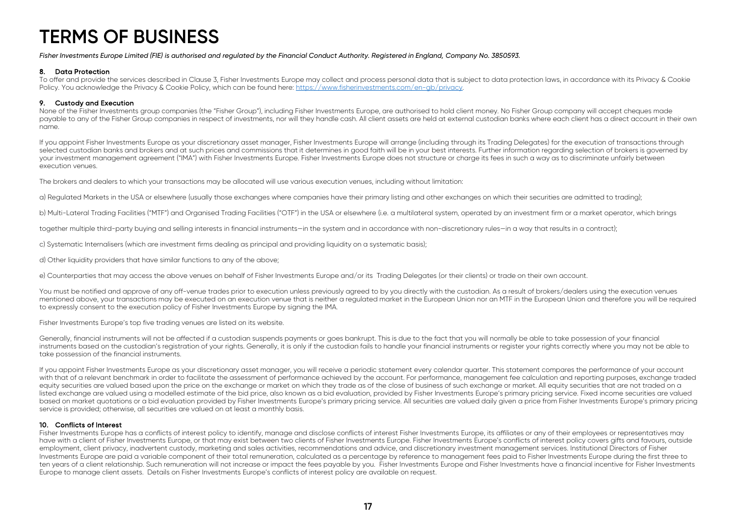# TERMS OF BUSINESS

*Fisher Investments Europe Limited (FIE) is authorised and regulated by the Financial Conduct Authority. Registered in England, Company No. 3850593.*

### 8. Data Protection

To offer and provide the services described in Clause 3, Fisher Investments Europe may collect and process personal data that is subject to data protection laws, in accordance with its Privacy & Cookie Policy. You acknowledge the Privacy & Cookie Policy, which can be found here: https://www.fisherinvestments.com/en-gb/privacy.

### 9. Custody and Execution

None of the Fisher Investments group companies (the "Fisher Group"), including Fisher Investments Europe, are authorised to hold client money. No Fisher Group company will accept cheques made payable to any of the Fisher Group companies in respect of investments, nor will they handle cash. All client assets are held at external custodian banks where each client has a direct account in their own name.

If you appoint Fisher Investments Europe as your discretionary asset manager, Fisher Investments Europe will arrange (including through its Trading Delegates) for the execution of transactions through selected custodian banks and brokers and at such prices and commissions that it determines in good faith will be in your best interests. Further information regarding selection of brokers is governed by your investment management agreement ("IMA") with Fisher Investments Europe. Fisher Investments Europe does not structure or charge its fees in such a way as to discriminate unfairly between execution venues.

The brokers and dealers to which your transactions may be allocated will use various execution venues, including without limitation:

a) Regulated Markets in the USA or elsewhere (usually those exchanges where companies have their primary listing and other exchanges on which their securities are admitted to trading);

b) Multi-Lateral Trading Facilities ("MTF") and Organised Trading Facilities ("OTF") in the USA or elsewhere (i.e. a multilateral system, operated by an investment firm or a market operator, which brings together multiple third-party buying and selling interests in financial instruments—in the system and in accordance with non-discretionary rules—in a way that results in a contract);

c) Systematic Internalisers (which are investment firms dealing as principal and providing liquidity on a systematic basis);

d) Other liquidity providers that have similar functions to any of the above;

e) Counterparties that may access the above venues on behalf of Fisher Investments Europe and/or its Trading Delegates (or their clients) or trade on their own account.

You must be notified and approve of any off-venue trades prior to execution unless previously agreed to by you directly with the custodian. As a result of brokers/dealers using the execution venues mentioned above, your transactions may be executed on an execution venue that is neither a regulated market in the European Union nor an MTF in the European Union and therefore you will be required to expressly consent to the execution policy of Fisher Investments Europe by signing the IMA.

Fisher Investments Europe's top five trading venues are listed on its website.

Generally, financial instruments will not be affected if a custodian suspends payments or goes bankrupt. This is due to the fact that you will normally be able to take possession of your financial instruments based on the custodian's registration of your rights. Generally, it is only if the custodian fails to handle your financial instruments or register your rights correctly where you may not be able to take possession of the financial instruments.

If you appoint Fisher Investments Europe as your discretionary asset manager, you will receive a periodic statement every calendar quarter. This statement compares the performance of your account with that of a relevant benchmark in order to facilitate the assessment of performance achieved by the account. For performance, management fee calculation and reporting purposes, exchange traded equity securities are valued based upon the price on the exchange or market on which they trade as of the close of business of such exchange or market. All equity securities that are not traded on a listed exchange are valued using a modelled estimate of the bid price, also known as a bid evaluation, provided by Fisher Investments Europe's primary pricing service. Fixed income securities are valued based on market quotations or a bid evaluation provided by Fisher Investments Europe's primary pricing service. All securities are valued daily given a price from Fisher Investments Europe's primary pricing service is provided; otherwise, all securities are valued on at least a monthly basis.

### 10. Conflicts of Interest

Fisher Investments Europe has a conflicts of interest policy to identify, manage and disclose conflicts of interest Fisher Investments Europe, its affiliates or any of their employees or representatives may have with a client of Fisher Investments Europe, or that may exist between two clients of Fisher Investments Europe. Fisher Investments Europe's conflicts of interest policy covers gifts and favours, outside employment, client privacy, inadvertent custody, marketing and sales activities, recommendations and advice, and discretionary investment management services. Institutional Directors of Fisher Investments Europe are paid a variable component of their total remuneration, calculated as a percentage by reference to management fees paid to Fisher Investments Europe during the first three to ten years of a client relationship. Such remuneration will not increase or impact the fees payable by you. Fisher Investments Europe and Fisher Investments have a financial incentive for Fisher Investments Europe to manage client assets. Details on Fisher Investments Europe's conflicts of interest policy are available on request.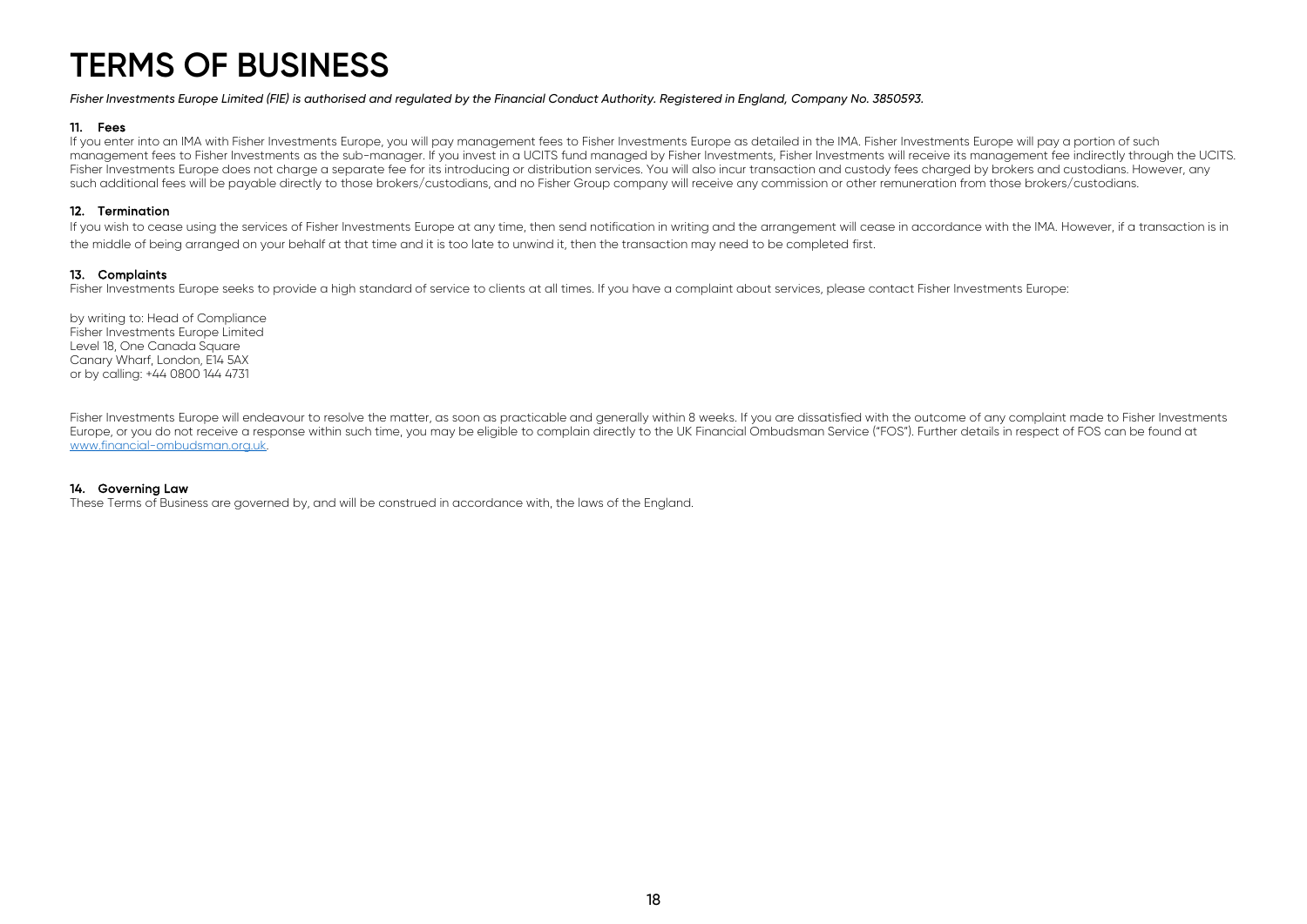# TERMS OF BUSINESS

*Fisher Investments Europe Limited (FIE) is authorised and regulated by the Financial Conduct Authority. Registered in England, Company No. 3850593.*

**11. Fees**

If you enter into an IMA with Fisher Investments Europe, you will pay management fees to Fisher Investments Europe as detailed in the IMA. Fisher Investments Europe will pay a portion of such management fees to Fisher Investments as the sub-manager. If you invest in a UCITS fund managed by Fisher Investments, Fisher Investments will receive its management fee indirectly through the UCITS. Fisher Investments Europe does not charge a separate fee for its introducing or distribution services. You will also incur transaction and custody fees charged by brokers and custodians. However, any such additional fees will be payable directly to those brokers/custodians, and no Fisher Group company will receive any commission or other remuneration from those brokers/custodians.

**12. Termination**

If you wish to cease using the services of Fisher Investments Europe at any time, then send notification in writing and the arrangement will cease in accordance with the IMA. However, if a transaction is in the middle of being arranged on your behalf at that time and it is too late to unwind it, then the transaction may need to be completed first.

**13. Complaints**

Fisher Investments Europe seeks to provide a high standard of service to clients at all times. If you have a complaint about services, please contact Fisher Investments Europe:

by writing to: Head of Compliance
Fisher Investments Europe Limited
Level 18, One Canada Square
Canary Wharf, London, E14 5AX
or by calling: +44 0800 144 4731

Fisher Investments Europe will endeavour to resolve the matter, as soon as practicable and generally within 8 weeks. If you are dissatisfied with the outcome of any complaint made to Fisher Investments Europe, or you do not receive a response within such time, you may be eligible to complain directly to the UK Financial Ombudsman Service ("FOS"). Further details in respect of FOS can be found at www.financial-ombudsman.org.uk.

**14. Governing Law**

These Terms of Business are governed by, and will be construed in accordance with, the laws of the England.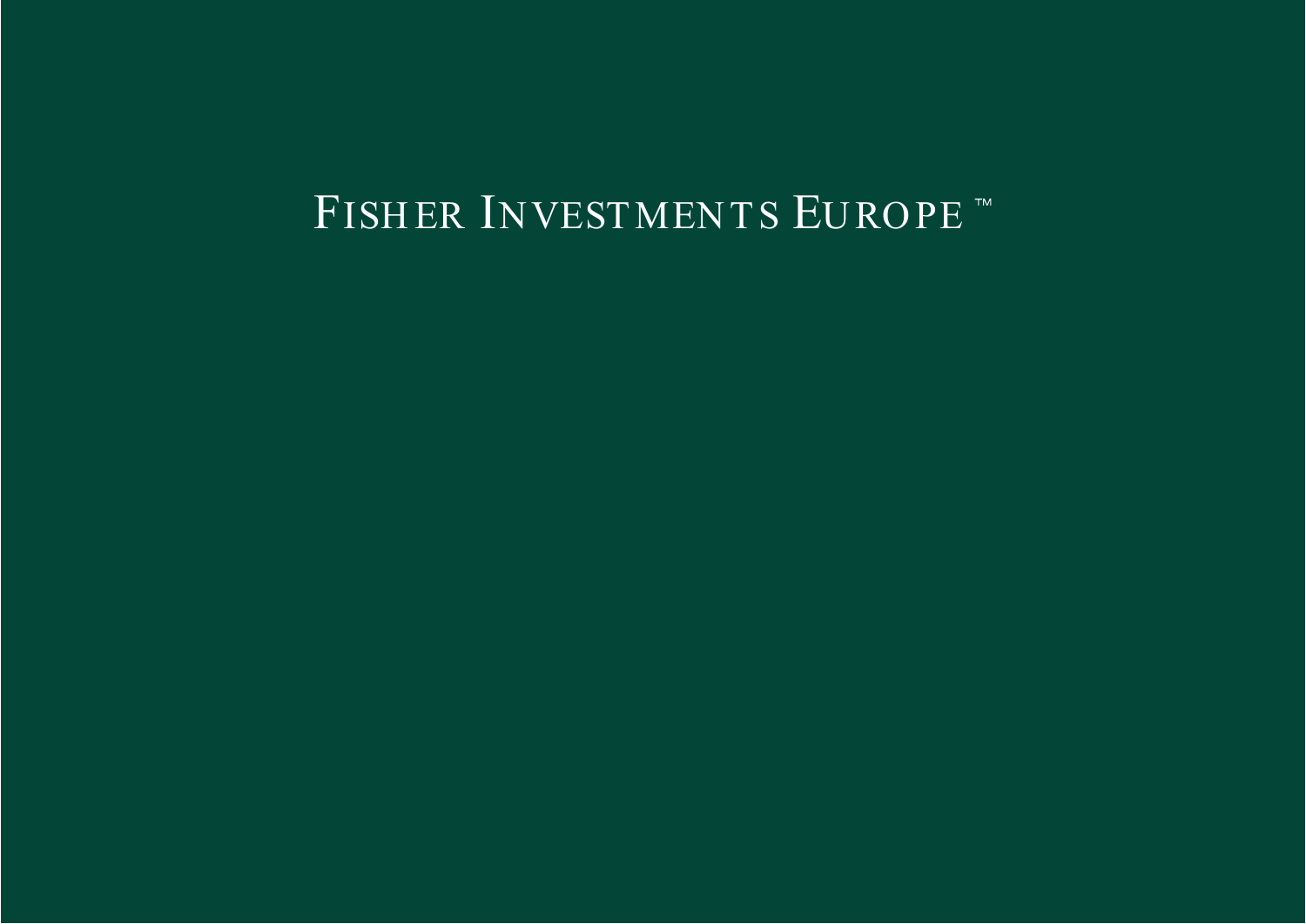FISHER INVESTMENTS EUROPE ™